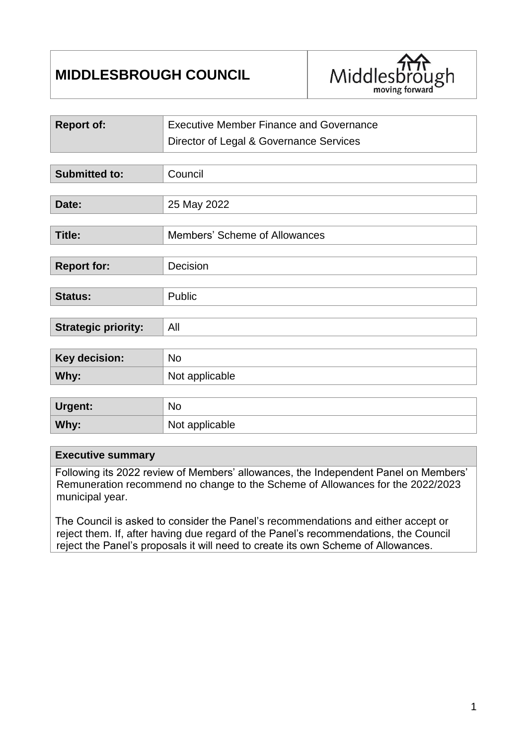# MIDDLESBROUGH COUNCIL

| | |
|---|---|
| **Report of:** | Executive Member Finance and Governance<br>Director of Legal & Governance Services |

| | |
|---|---|
| **Submitted to:** | Council |

| | |
|---|---|
| **Date:** | 25 May 2022 |

| | |
|---|---|
| **Title:** | Members' Scheme of Allowances |

| | |
|---|---|
| **Report for:** | Decision |

| | |
|---|---|
| **Status:** | Public |

| | |
|---|---|
| **Strategic priority:** | All |

| | |
|---|---|
| **Key decision:** | No |
| **Why:** | Not applicable |

| | |
|---|---|
| **Urgent:** | No |
| **Why:** | Not applicable |

## Executive summary

Following its 2022 review of Members' allowances, the Independent Panel on Members' Remuneration recommend no change to the Scheme of Allowances for the 2022/2023 municipal year.

The Council is asked to consider the Panel's recommendations and either accept or reject them. If, after having due regard of the Panel's recommendations, the Council reject the Panel's proposals it will need to create its own Scheme of Allowances.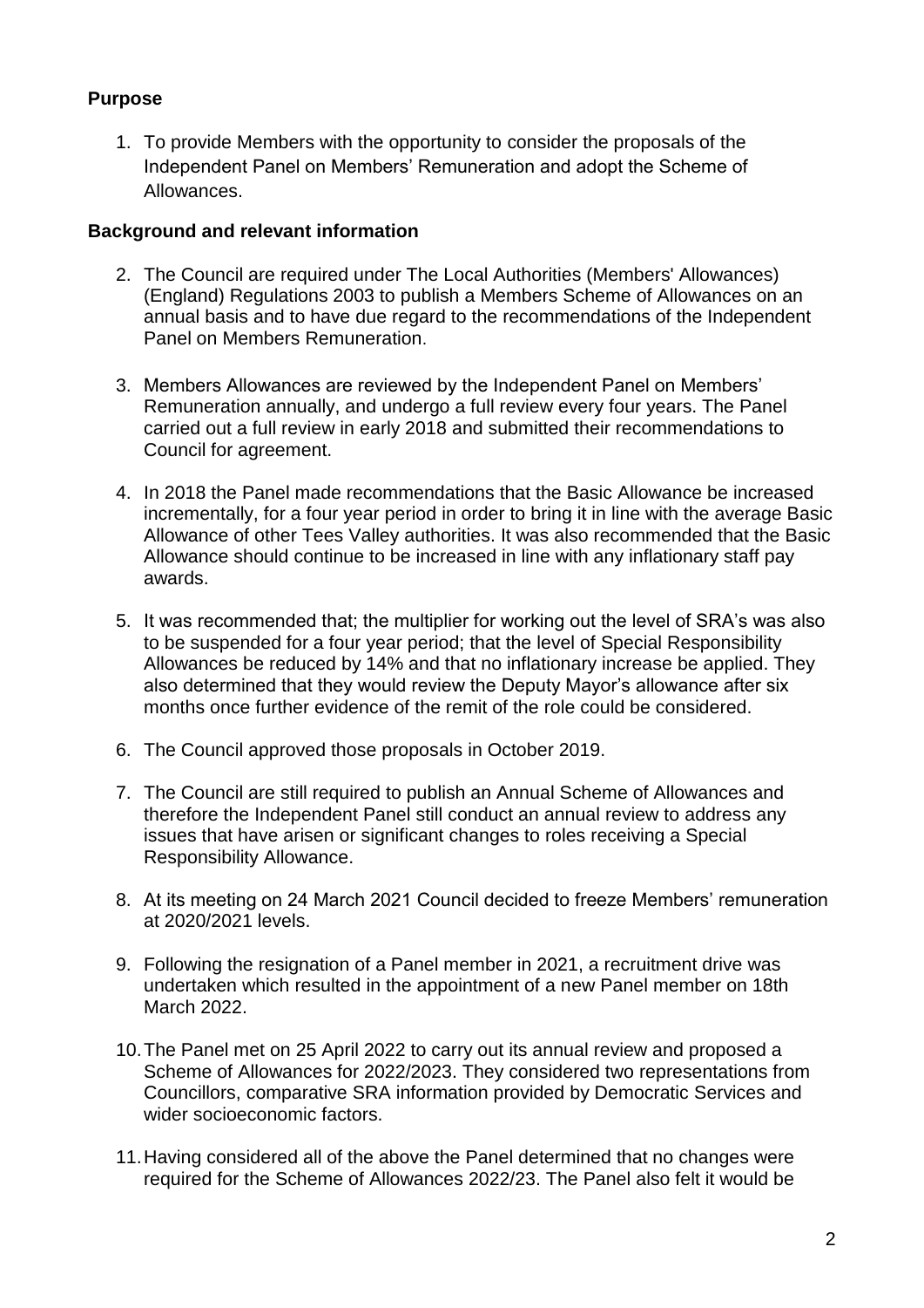## Purpose

1. To provide Members with the opportunity to consider the proposals of the Independent Panel on Members' Remuneration and adopt the Scheme of Allowances.

## Background and relevant information

2. The Council are required under The Local Authorities (Members' Allowances) (England) Regulations 2003 to publish a Members Scheme of Allowances on an annual basis and to have due regard to the recommendations of the Independent Panel on Members Remuneration.

3. Members Allowances are reviewed by the Independent Panel on Members' Remuneration annually, and undergo a full review every four years. The Panel carried out a full review in early 2018 and submitted their recommendations to Council for agreement.

4. In 2018 the Panel made recommendations that the Basic Allowance be increased incrementally, for a four year period in order to bring it in line with the average Basic Allowance of other Tees Valley authorities. It was also recommended that the Basic Allowance should continue to be increased in line with any inflationary staff pay awards.

5. It was recommended that; the multiplier for working out the level of SRA's was also to be suspended for a four year period; that the level of Special Responsibility Allowances be reduced by 14% and that no inflationary increase be applied. They also determined that they would review the Deputy Mayor's allowance after six months once further evidence of the remit of the role could be considered.

6. The Council approved those proposals in October 2019.

7. The Council are still required to publish an Annual Scheme of Allowances and therefore the Independent Panel still conduct an annual review to address any issues that have arisen or significant changes to roles receiving a Special Responsibility Allowance.

8. At its meeting on 24 March 2021 Council decided to freeze Members' remuneration at 2020/2021 levels.

9. Following the resignation of a Panel member in 2021, a recruitment drive was undertaken which resulted in the appointment of a new Panel member on 18th March 2022.

10. The Panel met on 25 April 2022 to carry out its annual review and proposed a Scheme of Allowances for 2022/2023. They considered two representations from Councillors, comparative SRA information provided by Democratic Services and wider socioeconomic factors.

11. Having considered all of the above the Panel determined that no changes were required for the Scheme of Allowances 2022/23. The Panel also felt it would be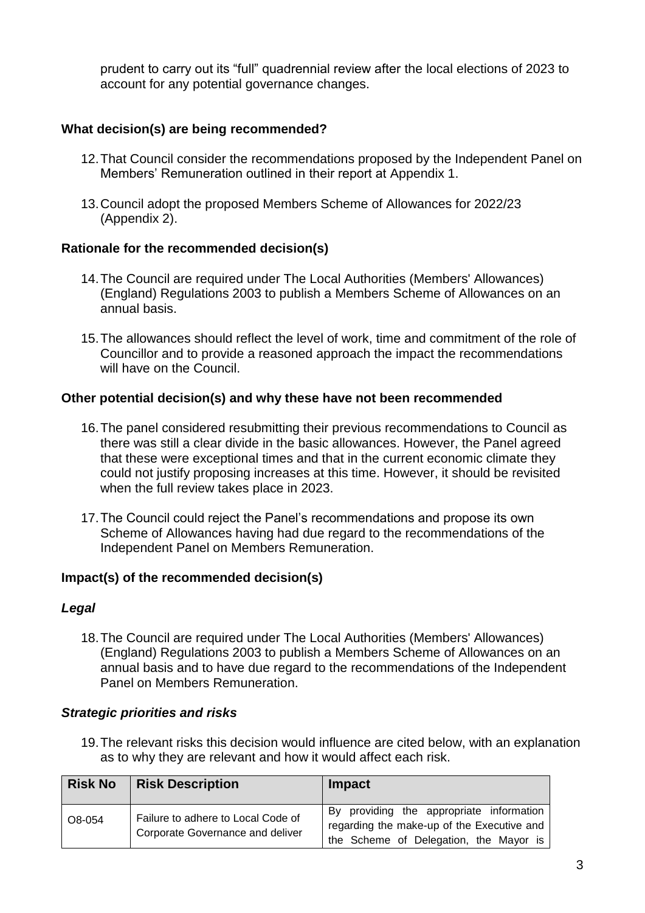prudent to carry out its "full" quadrennial review after the local elections of 2023 to account for any potential governance changes.

### What decision(s) are being recommended?

12. That Council consider the recommendations proposed by the Independent Panel on Members' Remuneration outlined in their report at Appendix 1.

13. Council adopt the proposed Members Scheme of Allowances for 2022/23 (Appendix 2).

### Rationale for the recommended decision(s)

14. The Council are required under The Local Authorities (Members' Allowances) (England) Regulations 2003 to publish a Members Scheme of Allowances on an annual basis.

15. The allowances should reflect the level of work, time and commitment of the role of Councillor and to provide a reasoned approach the impact the recommendations will have on the Council.

### Other potential decision(s) and why these have not been recommended

16. The panel considered resubmitting their previous recommendations to Council as there was still a clear divide in the basic allowances. However, the Panel agreed that these were exceptional times and that in the current economic climate they could not justify proposing increases at this time. However, it should be revisited when the full review takes place in 2023.

17. The Council could reject the Panel's recommendations and propose its own Scheme of Allowances having had due regard to the recommendations of the Independent Panel on Members Remuneration.

### Impact(s) of the recommended decision(s)

#### *Legal*

18. The Council are required under The Local Authorities (Members' Allowances) (England) Regulations 2003 to publish a Members Scheme of Allowances on an annual basis and to have due regard to the recommendations of the Independent Panel on Members Remuneration.

#### *Strategic priorities and risks*

19. The relevant risks this decision would influence are cited below, with an explanation as to why they are relevant and how it would affect each risk.

| Risk No | Risk Description | Impact |
|---|---|---|
| O8-054 | Failure to adhere to Local Code of Corporate Governance and deliver | By providing the appropriate information regarding the make-up of the Executive and the Scheme of Delegation, the Mayor is |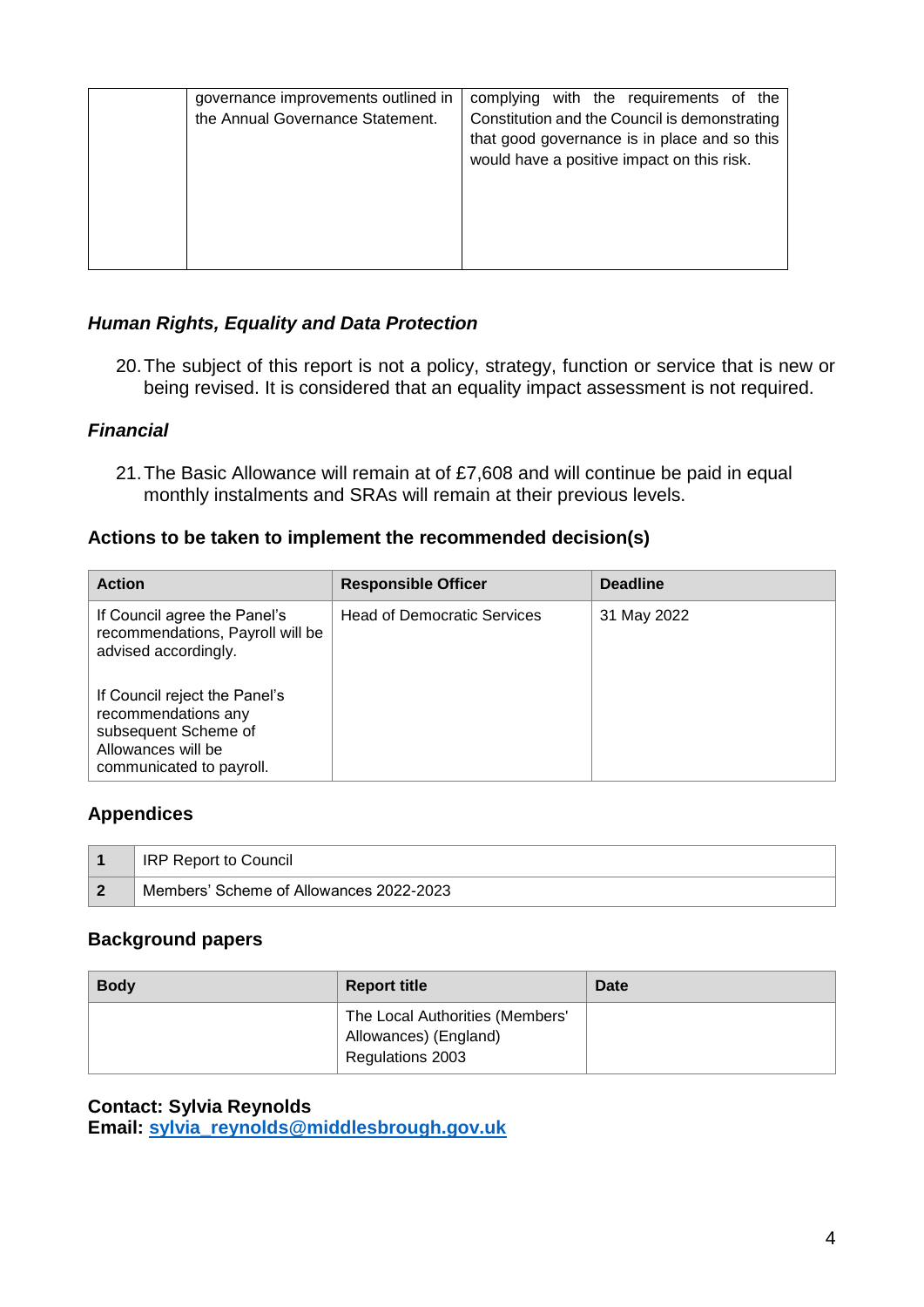| | | |
|---|---|---|
| | governance improvements outlined in the Annual Governance Statement. | complying with the requirements of the Constitution and the Council is demonstrating that good governance is in place and so this would have a positive impact on this risk. |

### *Human Rights, Equality and Data Protection*

20. The subject of this report is not a policy, strategy, function or service that is new or being revised. It is considered that an equality impact assessment is not required.

### *Financial*

21. The Basic Allowance will remain at of £7,608 and will continue be paid in equal monthly instalments and SRAs will remain at their previous levels.

## Actions to be taken to implement the recommended decision(s)

| Action | Responsible Officer | Deadline |
|---|---|---|
| If Council agree the Panel's recommendations, Payroll will be advised accordingly.<br><br>If Council reject the Panel's recommendations any subsequent Scheme of Allowances will be communicated to payroll. | Head of Democratic Services | 31 May 2022 |

## Appendices

| | |
|---|---|
| **1** | IRP Report to Council |
| **2** | Members' Scheme of Allowances 2022-2023 |

## Background papers

| Body | Report title | Date |
|---|---|---|
| | The Local Authorities (Members' Allowances) (England) Regulations 2003 | |

**Contact: Sylvia Reynolds**
**Email: sylvia_reynolds@middlesbrough.gov.uk**